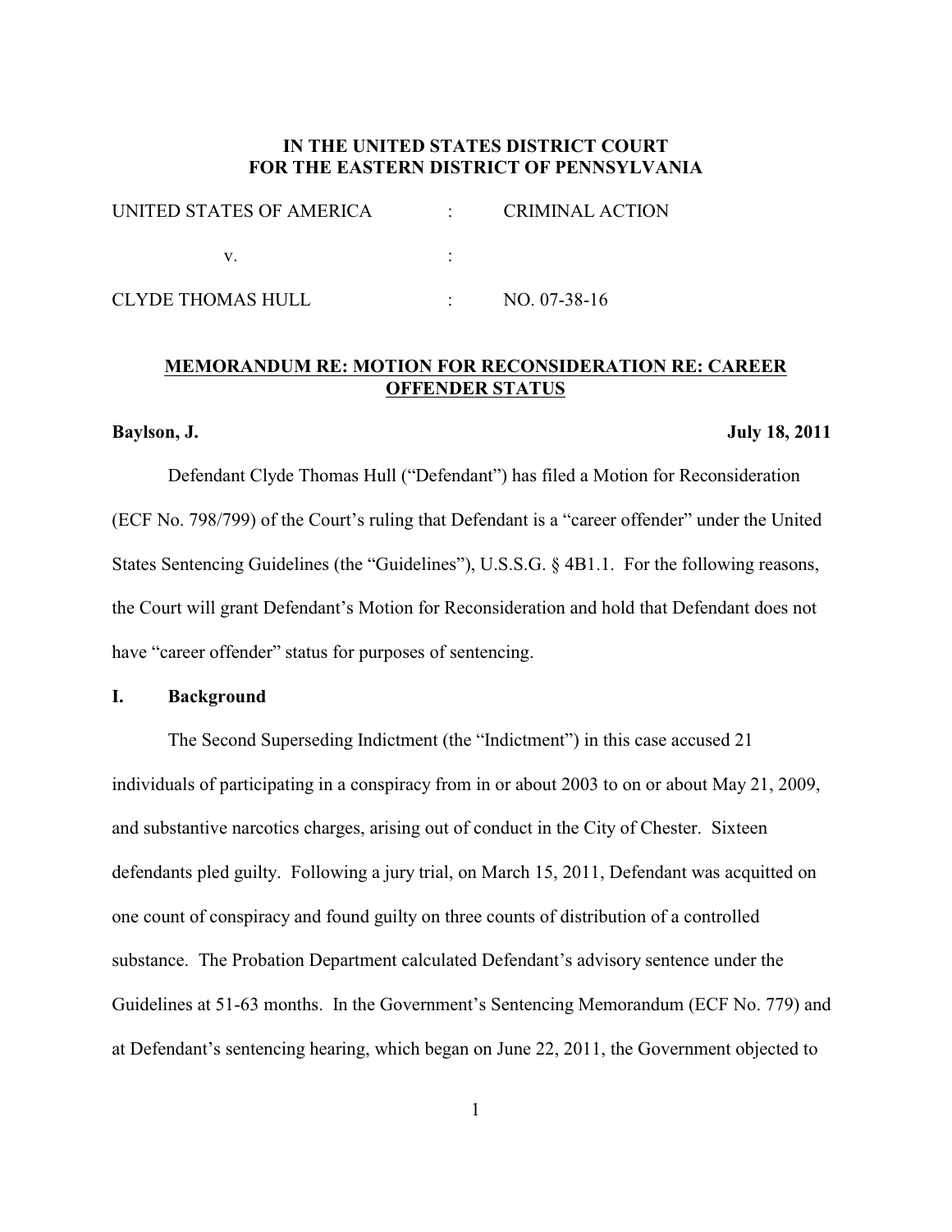**IN THE UNITED STATES DISTRICT COURT**
**FOR THE EASTERN DISTRICT OF PENNSYLVANIA**

| | | |
|---|---|---|
| UNITED STATES OF AMERICA | : | CRIMINAL ACTION |
| v. | : | |
| CLYDE THOMAS HULL | : | NO. 07-38-16 |

**MEMORANDUM RE: MOTION FOR RECONSIDERATION RE: CAREER OFFENDER STATUS**

**Baylson, J.** **July 18, 2011**

Defendant Clyde Thomas Hull ("Defendant") has filed a Motion for Reconsideration (ECF No. 798/799) of the Court's ruling that Defendant is a "career offender" under the United States Sentencing Guidelines (the "Guidelines"), U.S.S.G. § 4B1.1. For the following reasons, the Court will grant Defendant's Motion for Reconsideration and hold that Defendant does not have "career offender" status for purposes of sentencing.

## I. Background

The Second Superseding Indictment (the "Indictment") in this case accused 21 individuals of participating in a conspiracy from in or about 2003 to on or about May 21, 2009, and substantive narcotics charges, arising out of conduct in the City of Chester. Sixteen defendants pled guilty. Following a jury trial, on March 15, 2011, Defendant was acquitted on one count of conspiracy and found guilty on three counts of distribution of a controlled substance. The Probation Department calculated Defendant's advisory sentence under the Guidelines at 51-63 months. In the Government's Sentencing Memorandum (ECF No. 779) and at Defendant's sentencing hearing, which began on June 22, 2011, the Government objected to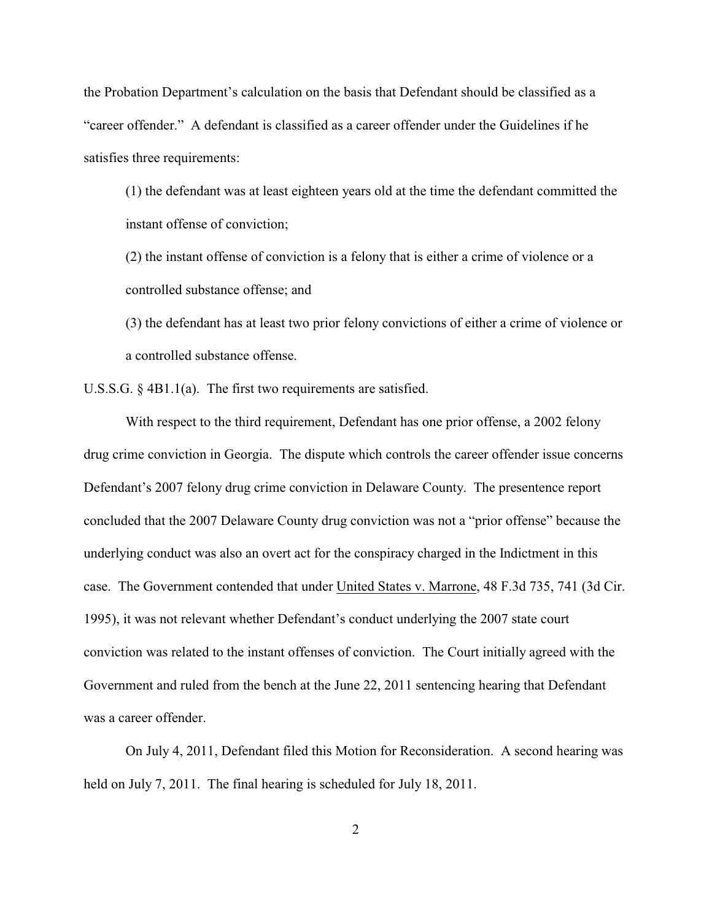the Probation Department's calculation on the basis that Defendant should be classified as a "career offender." A defendant is classified as a career offender under the Guidelines if he satisfies three requirements:

> (1) the defendant was at least eighteen years old at the time the defendant committed the instant offense of conviction;
>
> (2) the instant offense of conviction is a felony that is either a crime of violence or a controlled substance offense; and
>
> (3) the defendant has at least two prior felony convictions of either a crime of violence or a controlled substance offense.

U.S.S.G. § 4B1.1(a). The first two requirements are satisfied.

With respect to the third requirement, Defendant has one prior offense, a 2002 felony drug crime conviction in Georgia. The dispute which controls the career offender issue concerns Defendant's 2007 felony drug crime conviction in Delaware County. The presentence report concluded that the 2007 Delaware County drug conviction was not a "prior offense" because the underlying conduct was also an overt act for the conspiracy charged in the Indictment in this case. The Government contended that under United States v. Marrone, 48 F.3d 735, 741 (3d Cir. 1995), it was not relevant whether Defendant's conduct underlying the 2007 state court conviction was related to the instant offenses of conviction. The Court initially agreed with the Government and ruled from the bench at the June 22, 2011 sentencing hearing that Defendant was a career offender.

On July 4, 2011, Defendant filed this Motion for Reconsideration. A second hearing was held on July 7, 2011. The final hearing is scheduled for July 18, 2011.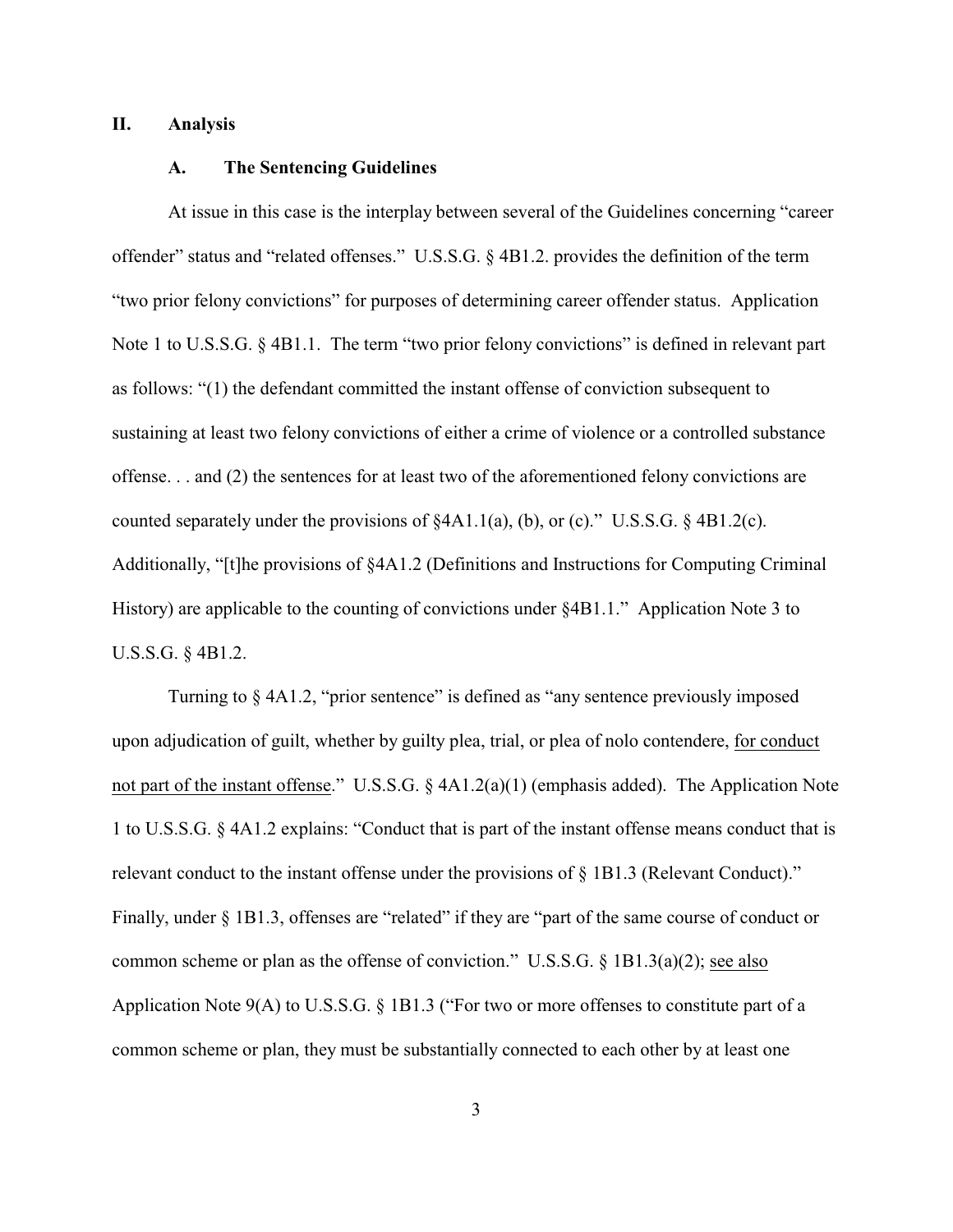## II. Analysis

### A. The Sentencing Guidelines

At issue in this case is the interplay between several of the Guidelines concerning "career offender" status and "related offenses." U.S.S.G. § 4B1.2. provides the definition of the term "two prior felony convictions" for purposes of determining career offender status. Application Note 1 to U.S.S.G. § 4B1.1. The term "two prior felony convictions" is defined in relevant part as follows: "(1) the defendant committed the instant offense of conviction subsequent to sustaining at least two felony convictions of either a crime of violence or a controlled substance offense. . . and (2) the sentences for at least two of the aforementioned felony convictions are counted separately under the provisions of §4A1.1(a), (b), or (c)." U.S.S.G. § 4B1.2(c). Additionally, "[t]he provisions of §4A1.2 (Definitions and Instructions for Computing Criminal History) are applicable to the counting of convictions under §4B1.1." Application Note 3 to U.S.S.G. § 4B1.2.

Turning to § 4A1.2, "prior sentence" is defined as "any sentence previously imposed upon adjudication of guilt, whether by guilty plea, trial, or plea of nolo contendere, <u>for conduct not part of the instant offense</u>." U.S.S.G. § 4A1.2(a)(1) (emphasis added). The Application Note 1 to U.S.S.G. § 4A1.2 explains: "Conduct that is part of the instant offense means conduct that is relevant conduct to the instant offense under the provisions of § 1B1.3 (Relevant Conduct)." Finally, under § 1B1.3, offenses are "related" if they are "part of the same course of conduct or common scheme or plan as the offense of conviction." U.S.S.G. § 1B1.3(a)(2); <u>see also</u> Application Note 9(A) to U.S.S.G. § 1B1.3 ("For two or more offenses to constitute part of a common scheme or plan, they must be substantially connected to each other by at least one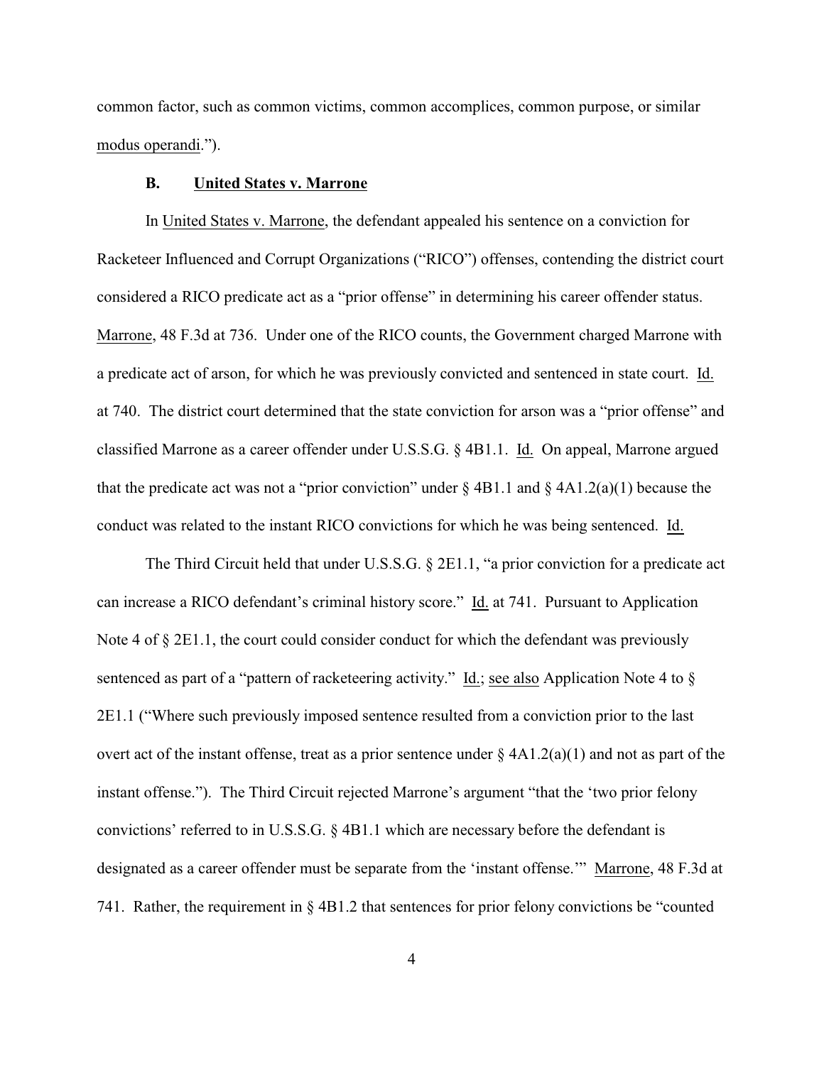common factor, such as common victims, common accomplices, common purpose, or similar modus operandi.").

### B. United States v. Marrone

In United States v. Marrone, the defendant appealed his sentence on a conviction for Racketeer Influenced and Corrupt Organizations ("RICO") offenses, contending the district court considered a RICO predicate act as a "prior offense" in determining his career offender status. Marrone, 48 F.3d at 736. Under one of the RICO counts, the Government charged Marrone with a predicate act of arson, for which he was previously convicted and sentenced in state court. Id. at 740. The district court determined that the state conviction for arson was a "prior offense" and classified Marrone as a career offender under U.S.S.G. § 4B1.1. Id. On appeal, Marrone argued that the predicate act was not a "prior conviction" under § 4B1.1 and § 4A1.2(a)(1) because the conduct was related to the instant RICO convictions for which he was being sentenced. Id.

The Third Circuit held that under U.S.S.G. § 2E1.1, "a prior conviction for a predicate act can increase a RICO defendant's criminal history score." Id. at 741. Pursuant to Application Note 4 of § 2E1.1, the court could consider conduct for which the defendant was previously sentenced as part of a "pattern of racketeering activity." Id.; see also Application Note 4 to § 2E1.1 ("Where such previously imposed sentence resulted from a conviction prior to the last overt act of the instant offense, treat as a prior sentence under § 4A1.2(a)(1) and not as part of the instant offense."). The Third Circuit rejected Marrone's argument "that the 'two prior felony convictions' referred to in U.S.S.G. § 4B1.1 which are necessary before the defendant is designated as a career offender must be separate from the 'instant offense.'" Marrone, 48 F.3d at 741. Rather, the requirement in § 4B1.2 that sentences for prior felony convictions be "counted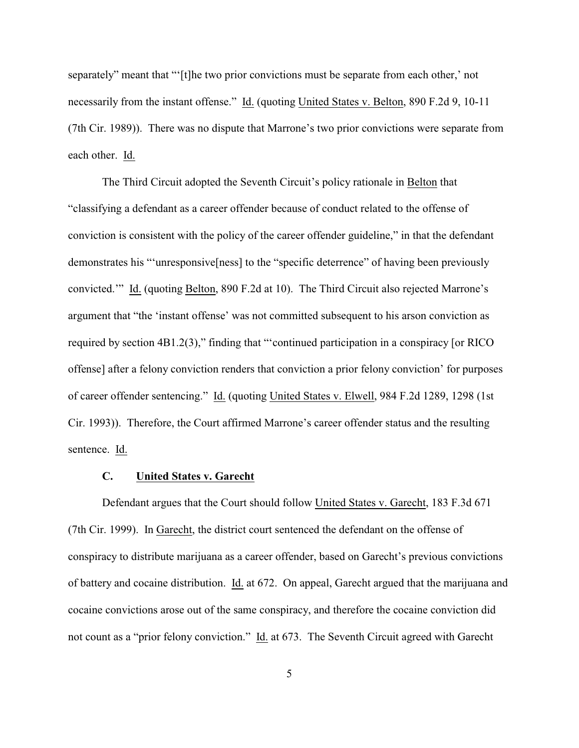separately" meant that "'[t]he two prior convictions must be separate from each other,' not necessarily from the instant offense." Id. (quoting United States v. Belton, 890 F.2d 9, 10-11 (7th Cir. 1989)). There was no dispute that Marrone's two prior convictions were separate from each other. Id.

The Third Circuit adopted the Seventh Circuit's policy rationale in Belton that "classifying a defendant as a career offender because of conduct related to the offense of conviction is consistent with the policy of the career offender guideline," in that the defendant demonstrates his "'unresponsive[ness] to the "specific deterrence" of having been previously convicted.'" Id. (quoting Belton, 890 F.2d at 10). The Third Circuit also rejected Marrone's argument that "the 'instant offense' was not committed subsequent to his arson conviction as required by section 4B1.2(3)," finding that "'continued participation in a conspiracy [or RICO offense] after a felony conviction renders that conviction a prior felony conviction' for purposes of career offender sentencing." Id. (quoting United States v. Elwell, 984 F.2d 1289, 1298 (1st Cir. 1993)). Therefore, the Court affirmed Marrone's career offender status and the resulting sentence. Id.

### C. United States v. Garecht

Defendant argues that the Court should follow United States v. Garecht, 183 F.3d 671 (7th Cir. 1999). In Garecht, the district court sentenced the defendant on the offense of conspiracy to distribute marijuana as a career offender, based on Garecht's previous convictions of battery and cocaine distribution. Id. at 672. On appeal, Garecht argued that the marijuana and cocaine convictions arose out of the same conspiracy, and therefore the cocaine conviction did not count as a "prior felony conviction." Id. at 673. The Seventh Circuit agreed with Garecht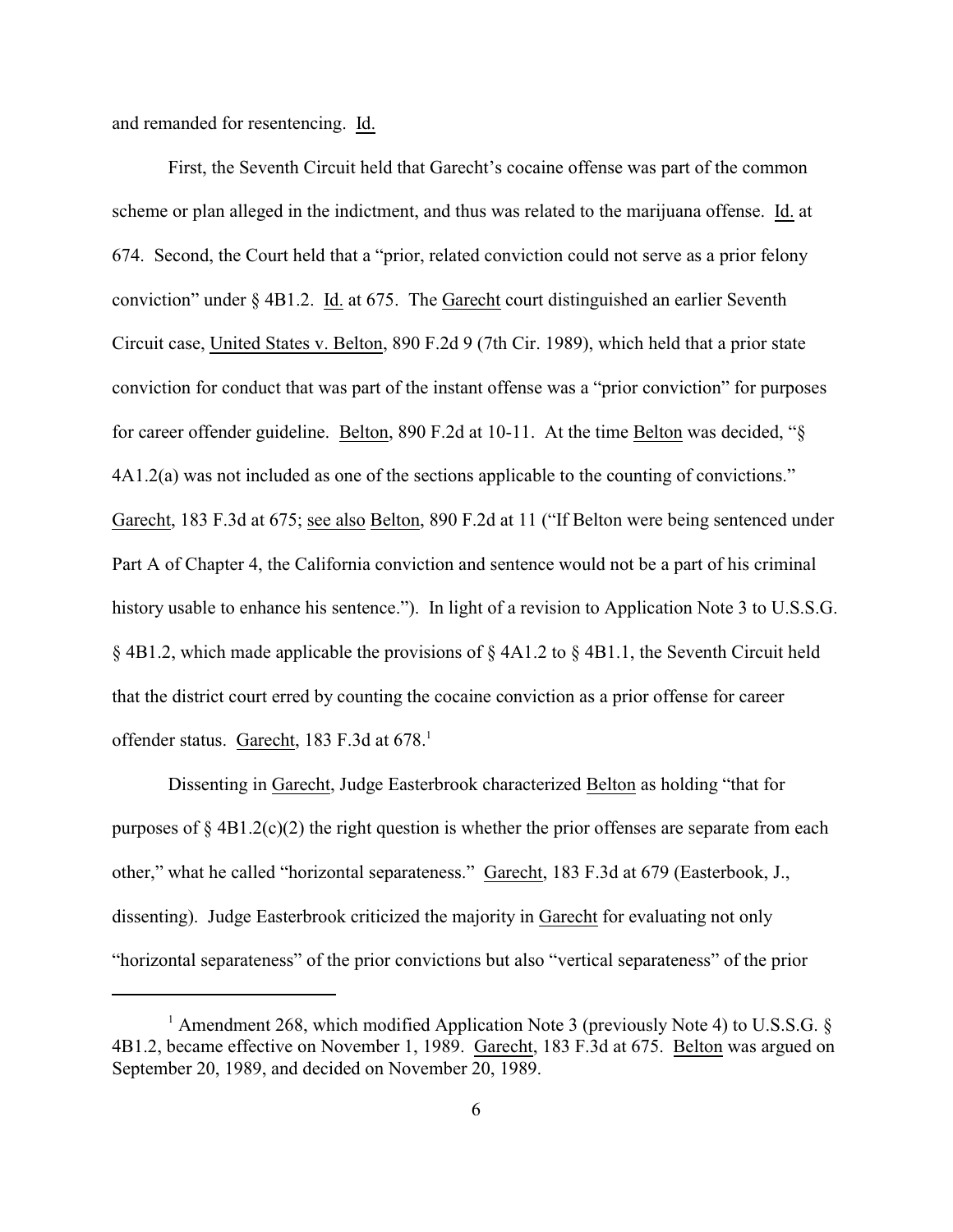and remanded for resentencing. Id.

First, the Seventh Circuit held that Garecht's cocaine offense was part of the common scheme or plan alleged in the indictment, and thus was related to the marijuana offense. Id. at 674. Second, the Court held that a "prior, related conviction could not serve as a prior felony conviction" under § 4B1.2. Id. at 675. The Garecht court distinguished an earlier Seventh Circuit case, United States v. Belton, 890 F.2d 9 (7th Cir. 1989), which held that a prior state conviction for conduct that was part of the instant offense was a "prior conviction" for purposes for career offender guideline. Belton, 890 F.2d at 10-11. At the time Belton was decided, "§ 4A1.2(a) was not included as one of the sections applicable to the counting of convictions." Garecht, 183 F.3d at 675; see also Belton, 890 F.2d at 11 ("If Belton were being sentenced under Part A of Chapter 4, the California conviction and sentence would not be a part of his criminal history usable to enhance his sentence."). In light of a revision to Application Note 3 to U.S.S.G. § 4B1.2, which made applicable the provisions of § 4A1.2 to § 4B1.1, the Seventh Circuit held that the district court erred by counting the cocaine conviction as a prior offense for career offender status. Garecht, 183 F.3d at 678.[1]

Dissenting in Garecht, Judge Easterbrook characterized Belton as holding "that for purposes of § 4B1.2(c)(2) the right question is whether the prior offenses are separate from each other," what he called "horizontal separateness." Garecht, 183 F.3d at 679 (Easterbook, J., dissenting). Judge Easterbrook criticized the majority in Garecht for evaluating not only "horizontal separateness" of the prior convictions but also "vertical separateness" of the prior

---

[1] Amendment 268, which modified Application Note 3 (previously Note 4) to U.S.S.G. § 4B1.2, became effective on November 1, 1989. Garecht, 183 F.3d at 675. Belton was argued on September 20, 1989, and decided on November 20, 1989.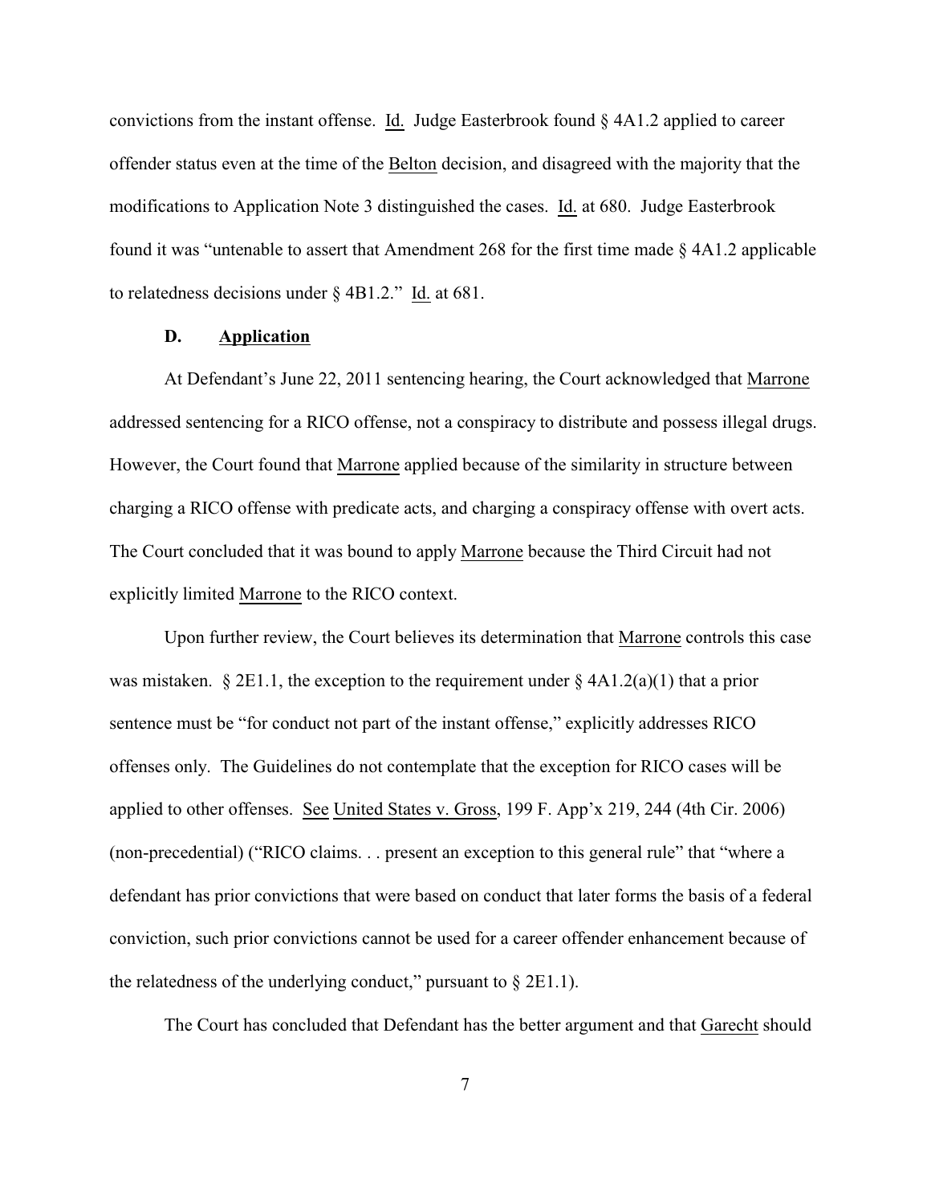convictions from the instant offense. Id. Judge Easterbrook found § 4A1.2 applied to career offender status even at the time of the Belton decision, and disagreed with the majority that the modifications to Application Note 3 distinguished the cases. Id. at 680. Judge Easterbrook found it was "untenable to assert that Amendment 268 for the first time made § 4A1.2 applicable to relatedness decisions under § 4B1.2." Id. at 681.

### D. Application

At Defendant's June 22, 2011 sentencing hearing, the Court acknowledged that Marrone addressed sentencing for a RICO offense, not a conspiracy to distribute and possess illegal drugs. However, the Court found that Marrone applied because of the similarity in structure between charging a RICO offense with predicate acts, and charging a conspiracy offense with overt acts. The Court concluded that it was bound to apply Marrone because the Third Circuit had not explicitly limited Marrone to the RICO context.

Upon further review, the Court believes its determination that Marrone controls this case was mistaken. § 2E1.1, the exception to the requirement under § 4A1.2(a)(1) that a prior sentence must be "for conduct not part of the instant offense," explicitly addresses RICO offenses only. The Guidelines do not contemplate that the exception for RICO cases will be applied to other offenses. See United States v. Gross, 199 F. App'x 219, 244 (4th Cir. 2006) (non-precedential) ("RICO claims. . . present an exception to this general rule" that "where a defendant has prior convictions that were based on conduct that later forms the basis of a federal conviction, such prior convictions cannot be used for a career offender enhancement because of the relatedness of the underlying conduct," pursuant to § 2E1.1).

The Court has concluded that Defendant has the better argument and that Garecht should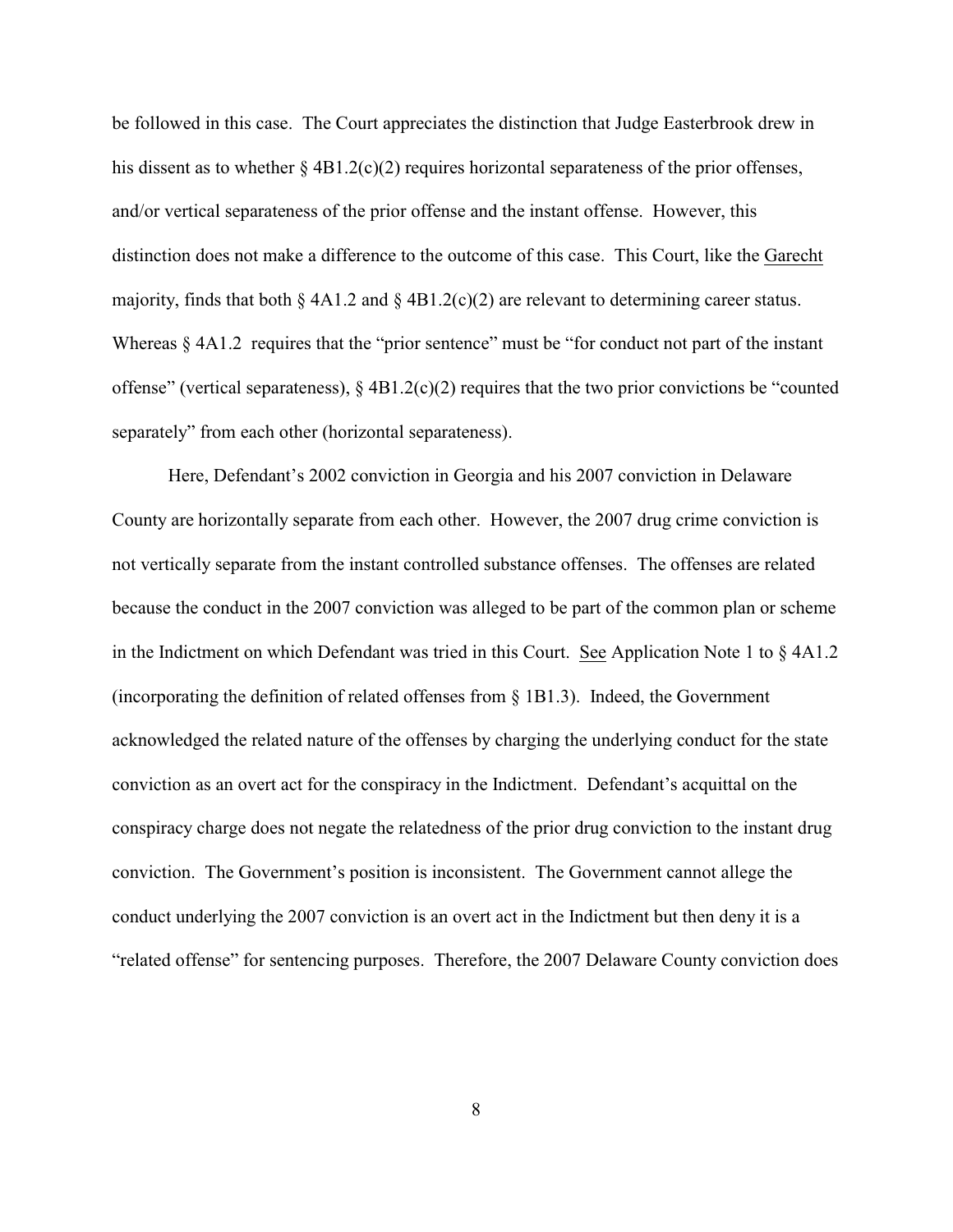be followed in this case. The Court appreciates the distinction that Judge Easterbrook drew in his dissent as to whether § 4B1.2(c)(2) requires horizontal separateness of the prior offenses, and/or vertical separateness of the prior offense and the instant offense. However, this distinction does not make a difference to the outcome of this case. This Court, like the Garecht majority, finds that both § 4A1.2 and § 4B1.2(c)(2) are relevant to determining career status. Whereas § 4A1.2 requires that the "prior sentence" must be "for conduct not part of the instant offense" (vertical separateness), § 4B1.2(c)(2) requires that the two prior convictions be "counted separately" from each other (horizontal separateness).

Here, Defendant's 2002 conviction in Georgia and his 2007 conviction in Delaware County are horizontally separate from each other. However, the 2007 drug crime conviction is not vertically separate from the instant controlled substance offenses. The offenses are related because the conduct in the 2007 conviction was alleged to be part of the common plan or scheme in the Indictment on which Defendant was tried in this Court. See Application Note 1 to § 4A1.2 (incorporating the definition of related offenses from § 1B1.3). Indeed, the Government acknowledged the related nature of the offenses by charging the underlying conduct for the state conviction as an overt act for the conspiracy in the Indictment. Defendant's acquittal on the conspiracy charge does not negate the relatedness of the prior drug conviction to the instant drug conviction. The Government's position is inconsistent. The Government cannot allege the conduct underlying the 2007 conviction is an overt act in the Indictment but then deny it is a "related offense" for sentencing purposes. Therefore, the 2007 Delaware County conviction does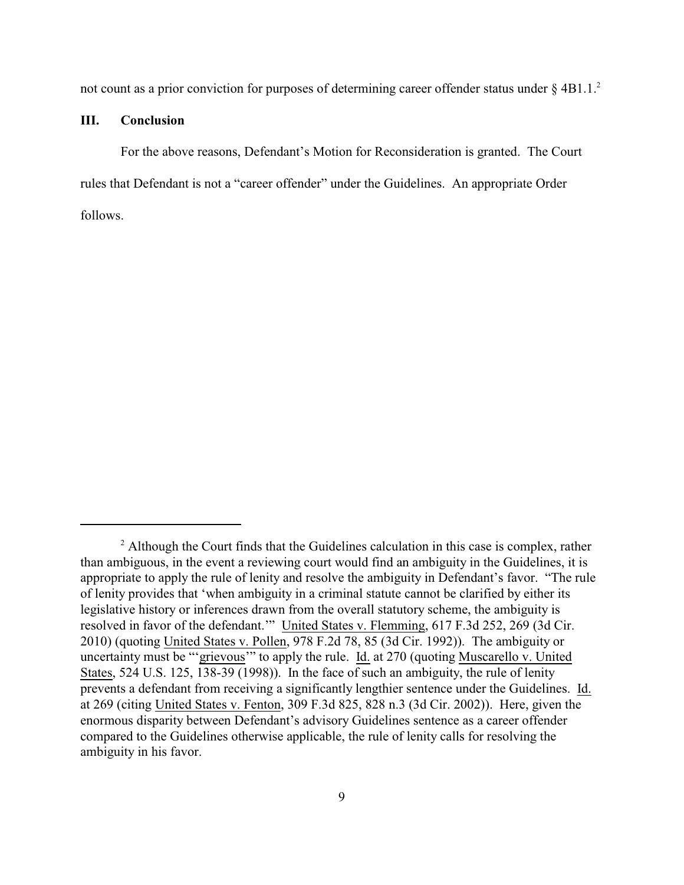not count as a prior conviction for purposes of determining career offender status under § 4B1.1.[2]

## III. Conclusion

For the above reasons, Defendant's Motion for Reconsideration is granted. The Court rules that Defendant is not a "career offender" under the Guidelines. An appropriate Order follows.

---

[2] Although the Court finds that the Guidelines calculation in this case is complex, rather than ambiguous, in the event a reviewing court would find an ambiguity in the Guidelines, it is appropriate to apply the rule of lenity and resolve the ambiguity in Defendant's favor. "The rule of lenity provides that 'when ambiguity in a criminal statute cannot be clarified by either its legislative history or inferences drawn from the overall statutory scheme, the ambiguity is resolved in favor of the defendant.'" United States v. Flemming, 617 F.3d 252, 269 (3d Cir. 2010) (quoting United States v. Pollen, 978 F.2d 78, 85 (3d Cir. 1992)). The ambiguity or uncertainty must be "'grievous'" to apply the rule. Id. at 270 (quoting Muscarello v. United States, 524 U.S. 125, 138-39 (1998)). In the face of such an ambiguity, the rule of lenity prevents a defendant from receiving a significantly lengthier sentence under the Guidelines. Id. at 269 (citing United States v. Fenton, 309 F.3d 825, 828 n.3 (3d Cir. 2002)). Here, given the enormous disparity between Defendant's advisory Guidelines sentence as a career offender compared to the Guidelines otherwise applicable, the rule of lenity calls for resolving the ambiguity in his favor.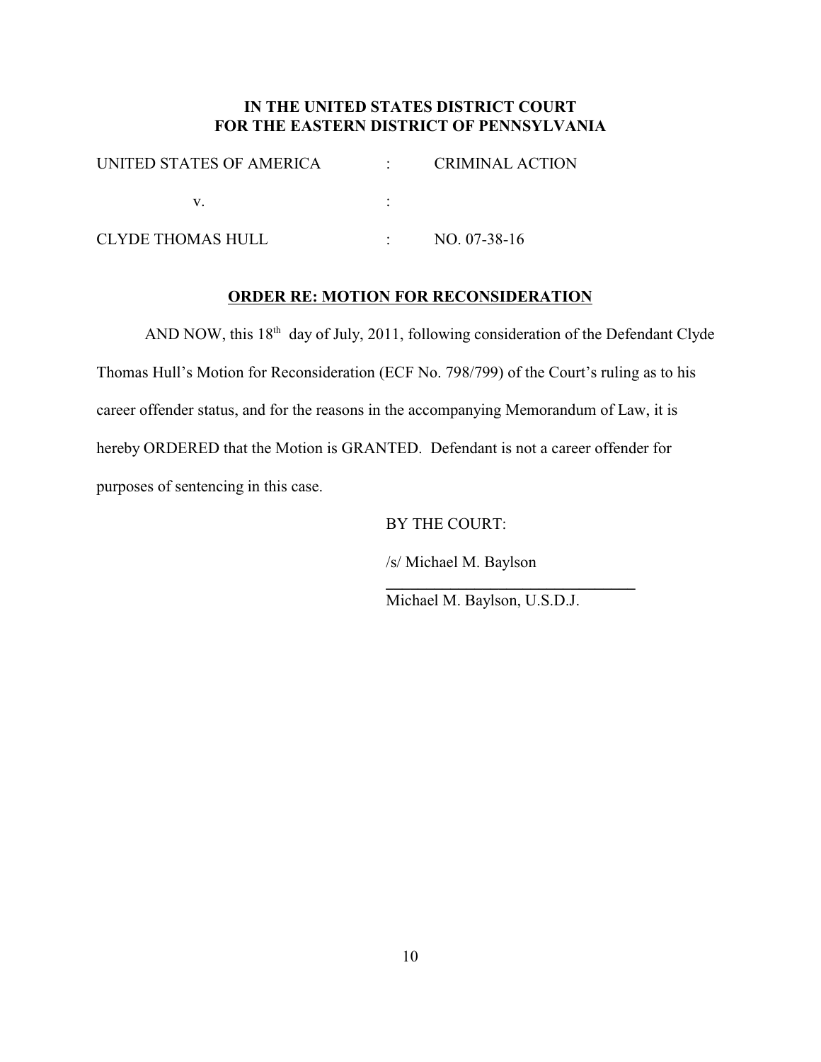**IN THE UNITED STATES DISTRICT COURT**
**FOR THE EASTERN DISTRICT OF PENNSYLVANIA**

| | | |
|---|---|---|
| UNITED STATES OF AMERICA | : | CRIMINAL ACTION |
| v. | : | |
| CLYDE THOMAS HULL | : | NO. 07-38-16 |

**ORDER RE: MOTION FOR RECONSIDERATION**

AND NOW, this 18th day of July, 2011, following consideration of the Defendant Clyde Thomas Hull's Motion for Reconsideration (ECF No. 798/799) of the Court's ruling as to his career offender status, and for the reasons in the accompanying Memorandum of Law, it is hereby ORDERED that the Motion is GRANTED. Defendant is not a career offender for purposes of sentencing in this case.

BY THE COURT:

/s/ Michael M. Baylson

Michael M. Baylson, U.S.D.J.